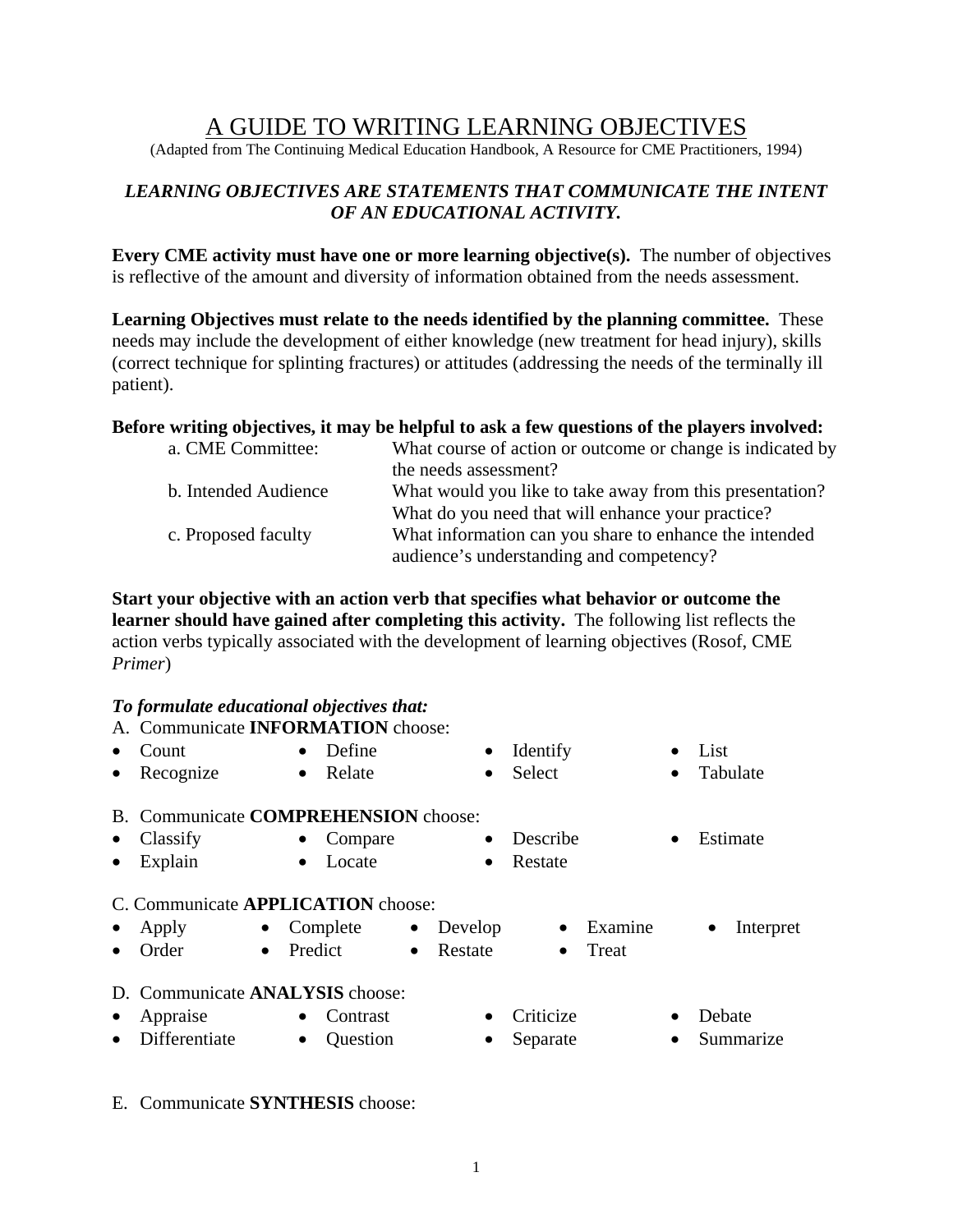# A GUIDE TO WRITING LEARNING OBJECTIVES

(Adapted from The Continuing Medical Education Handbook, A Resource for CME Practitioners, 1994)

***LEARNING OBJECTIVES ARE STATEMENTS THAT COMMUNICATE THE INTENT OF AN EDUCATIONAL ACTIVITY.***

**Every CME activity must have one or more learning objective(s).** The number of objectives is reflective of the amount and diversity of information obtained from the needs assessment.

**Learning Objectives must relate to the needs identified by the planning committee.** These needs may include the development of either knowledge (new treatment for head injury), skills (correct technique for splinting fractures) or attitudes (addressing the needs of the terminally ill patient).

**Before writing objectives, it may be helpful to ask a few questions of the players involved:**

| | |
|---|---|
| a. CME Committee: | What course of action or outcome or change is indicated by the needs assessment? |
| b. Intended Audience | What would you like to take away from this presentation? What do you need that will enhance your practice? |
| c. Proposed faculty | What information can you share to enhance the intended audience's understanding and competency? |

**Start your objective with an action verb that specifies what behavior or outcome the learner should have gained after completing this activity.** The following list reflects the action verbs typically associated with the development of learning objectives (Rosof, CME *Primer*)

***To formulate educational objectives that:***

A. Communicate **INFORMATION** choose:

- Count
- Define
- Identify
- List
- Recognize
- Relate
- Select
- Tabulate

B. Communicate **COMPREHENSION** choose:

- Classify
- Compare
- Describe
- Estimate
- Explain
- Locate
- Restate

C. Communicate **APPLICATION** choose:

- Apply
- Complete
- Develop
- Examine
- Interpret
- Order
- Predict
- Restate
- Treat

D. Communicate **ANALYSIS** choose:

- Appraise
- Contrast
- Criticize
- Debate
- Differentiate
- Question
- Separate
- Summarize

E. Communicate **SYNTHESIS** choose: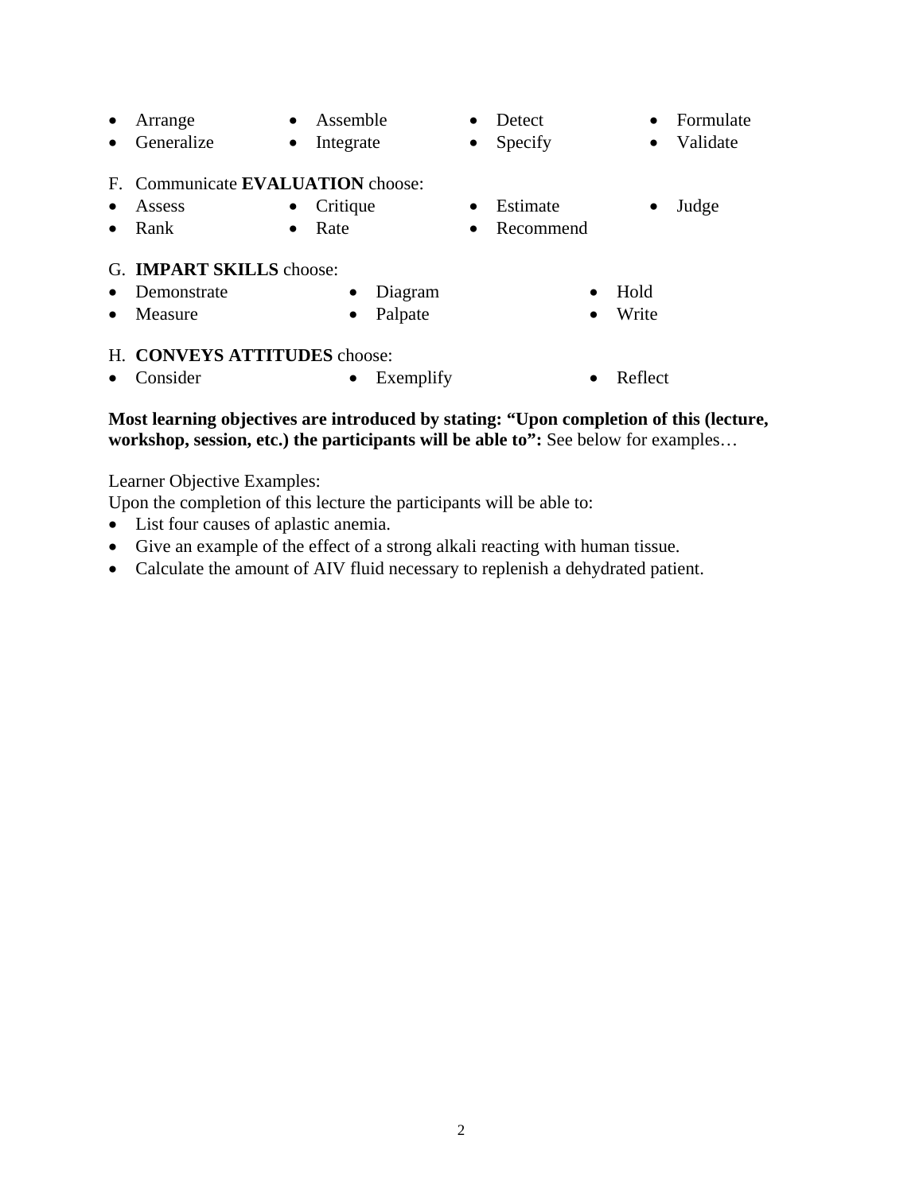- Arrange
- Assemble
- Detect
- Formulate
- Generalize
- Integrate
- Specify
- Validate

F. Communicate **EVALUATION** choose:

- Assess
- Critique
- Estimate
- Judge
- Rank
- Rate
- Recommend

G. **IMPART SKILLS** choose:

- Demonstrate
- Diagram
- Hold
- Measure
- Palpate
- Write

H. **CONVEYS ATTITUDES** choose:

- Consider
- Exemplify
- Reflect

**Most learning objectives are introduced by stating: "Upon completion of this (lecture, workshop, session, etc.) the participants will be able to":** See below for examples…

Learner Objective Examples:
Upon the completion of this lecture the participants will be able to:

- List four causes of aplastic anemia.
- Give an example of the effect of a strong alkali reacting with human tissue.
- Calculate the amount of AIV fluid necessary to replenish a dehydrated patient.